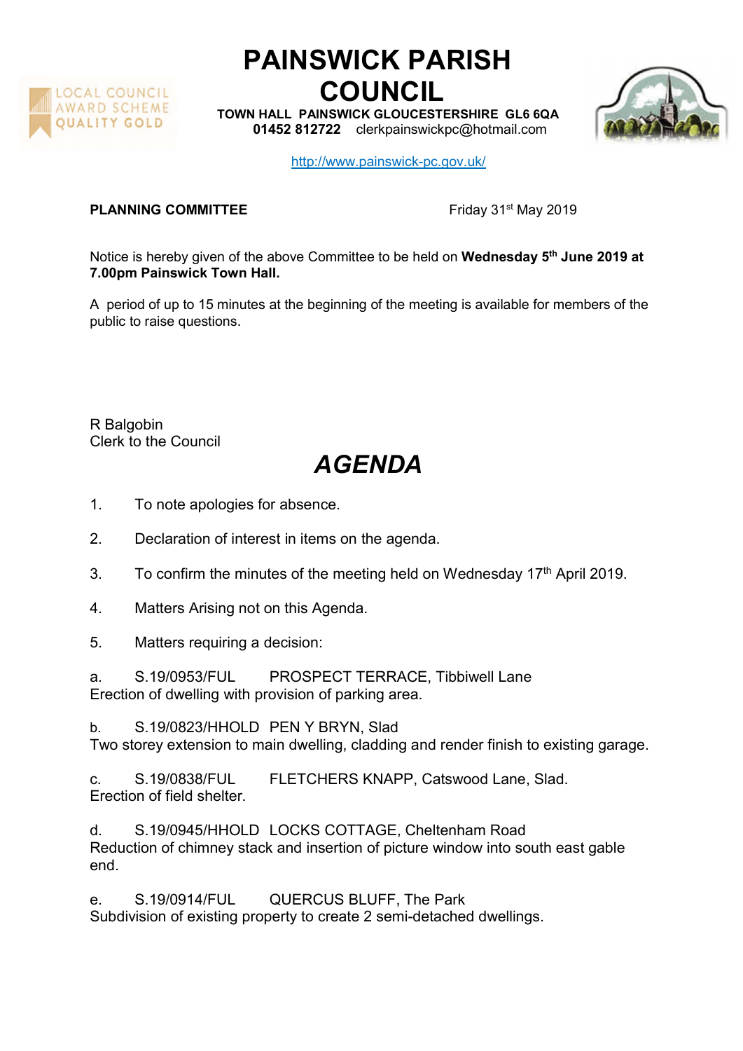# PAINSWICK PARISH COUNCIL

**TOWN HALL PAINSWICK GLOUCESTERSHIRE GL6 6QA**
**01452 812722** clerkpainswickpc@hotmail.com

http://www.painswick-pc.gov.uk/

**PLANNING COMMITTEE** Friday 31st May 2019

Notice is hereby given of the above Committee to be held on **Wednesday 5th June 2019 at 7.00pm Painswick Town Hall.**

A period of up to 15 minutes at the beginning of the meeting is available for members of the public to raise questions.

R Balgobin
Clerk to the Council

## *AGENDA*

1. To note apologies for absence.
2. Declaration of interest in items on the agenda.
3. To confirm the minutes of the meeting held on Wednesday 17th April 2019.
4. Matters Arising not on this Agenda.
5. Matters requiring a decision:

a. S.19/0953/FUL PROSPECT TERRACE, Tibbiwell Lane
Erection of dwelling with provision of parking area.

b. S.19/0823/HHOLD PEN Y BRYN, Slad
Two storey extension to main dwelling, cladding and render finish to existing garage.

c. S.19/0838/FUL FLETCHERS KNAPP, Catswood Lane, Slad.
Erection of field shelter.

d. S.19/0945/HHOLD LOCKS COTTAGE, Cheltenham Road
Reduction of chimney stack and insertion of picture window into south east gable end.

e. S.19/0914/FUL QUERCUS BLUFF, The Park
Subdivision of existing property to create 2 semi-detached dwellings.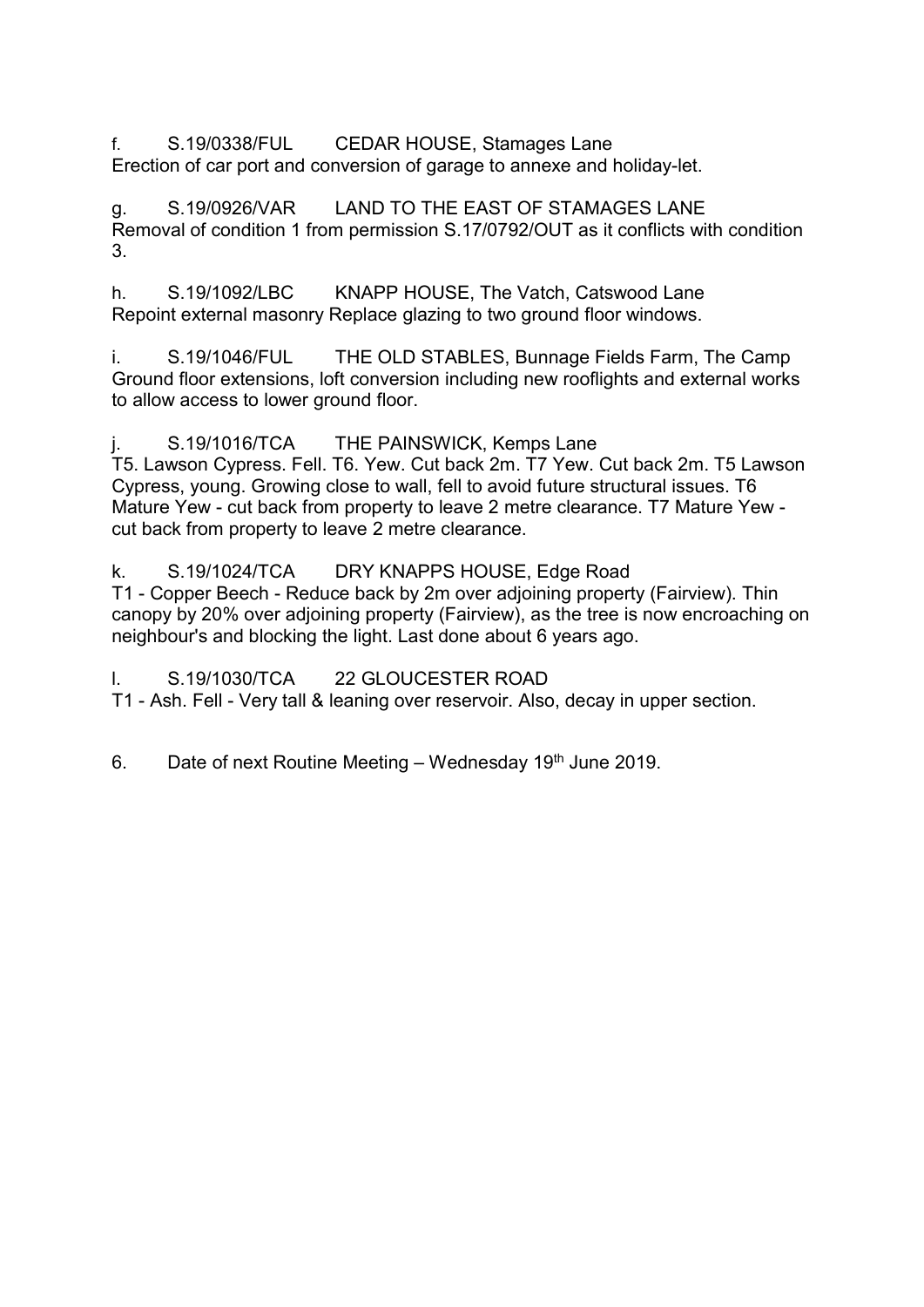f. S.19/0338/FUL CEDAR HOUSE, Stamages Lane
Erection of car port and conversion of garage to annexe and holiday-let.

g. S.19/0926/VAR LAND TO THE EAST OF STAMAGES LANE
Removal of condition 1 from permission S.17/0792/OUT as it conflicts with condition 3.

h. S.19/1092/LBC KNAPP HOUSE, The Vatch, Catswood Lane
Repoint external masonry Replace glazing to two ground floor windows.

i. S.19/1046/FUL THE OLD STABLES, Bunnage Fields Farm, The Camp
Ground floor extensions, loft conversion including new rooflights and external works to allow access to lower ground floor.

j. S.19/1016/TCA THE PAINSWICK, Kemps Lane
T5. Lawson Cypress. Fell. T6. Yew. Cut back 2m. T7 Yew. Cut back 2m. T5 Lawson Cypress, young. Growing close to wall, fell to avoid future structural issues. T6 Mature Yew - cut back from property to leave 2 metre clearance. T7 Mature Yew - cut back from property to leave 2 metre clearance.

k. S.19/1024/TCA DRY KNAPPS HOUSE, Edge Road
T1 - Copper Beech - Reduce back by 2m over adjoining property (Fairview). Thin canopy by 20% over adjoining property (Fairview), as the tree is now encroaching on neighbour's and blocking the light. Last done about 6 years ago.

l. S.19/1030/TCA 22 GLOUCESTER ROAD
T1 - Ash. Fell - Very tall & leaning over reservoir. Also, decay in upper section.

6. Date of next Routine Meeting – Wednesday 19th June 2019.